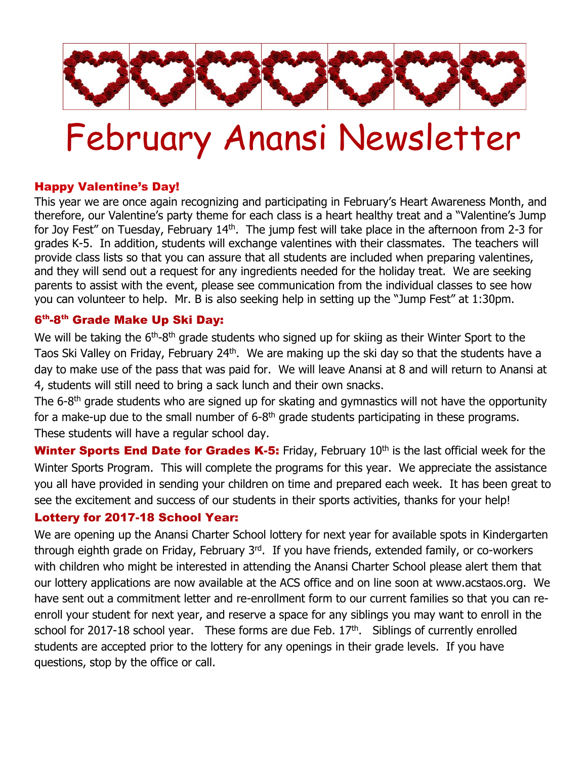# February Anansi Newsletter

## Happy Valentine's Day!

This year we are once again recognizing and participating in February's Heart Awareness Month, and therefore, our Valentine's party theme for each class is a heart healthy treat and a "Valentine's Jump for Joy Fest" on Tuesday, February 14th. The jump fest will take place in the afternoon from 2-3 for grades K-5. In addition, students will exchange valentines with their classmates. The teachers will provide class lists so that you can assure that all students are included when preparing valentines, and they will send out a request for any ingredients needed for the holiday treat. We are seeking parents to assist with the event, please see communication from the individual classes to see how you can volunteer to help. Mr. B is also seeking help in setting up the "Jump Fest" at 1:30pm.

## 6th-8th Grade Make Up Ski Day:

We will be taking the 6th-8th grade students who signed up for skiing as their Winter Sport to the Taos Ski Valley on Friday, February 24th. We are making up the ski day so that the students have a day to make use of the pass that was paid for. We will leave Anansi at 8 and will return to Anansi at 4, students will still need to bring a sack lunch and their own snacks.

The 6-8th grade students who are signed up for skating and gymnastics will not have the opportunity for a make-up due to the small number of 6-8th grade students participating in these programs. These students will have a regular school day.

**Winter Sports End Date for Grades K-5:** Friday, February 10th is the last official week for the Winter Sports Program. This will complete the programs for this year. We appreciate the assistance you all have provided in sending your children on time and prepared each week. It has been great to see the excitement and success of our students in their sports activities, thanks for your help!

## Lottery for 2017-18 School Year:

We are opening up the Anansi Charter School lottery for next year for available spots in Kindergarten through eighth grade on Friday, February 3rd. If you have friends, extended family, or co-workers with children who might be interested in attending the Anansi Charter School please alert them that our lottery applications are now available at the ACS office and on line soon at www.acstaos.org. We have sent out a commitment letter and re-enrollment form to our current families so that you can re-enroll your student for next year, and reserve a space for any siblings you may want to enroll in the school for 2017-18 school year. These forms are due Feb. 17th. Siblings of currently enrolled students are accepted prior to the lottery for any openings in their grade levels. If you have questions, stop by the office or call.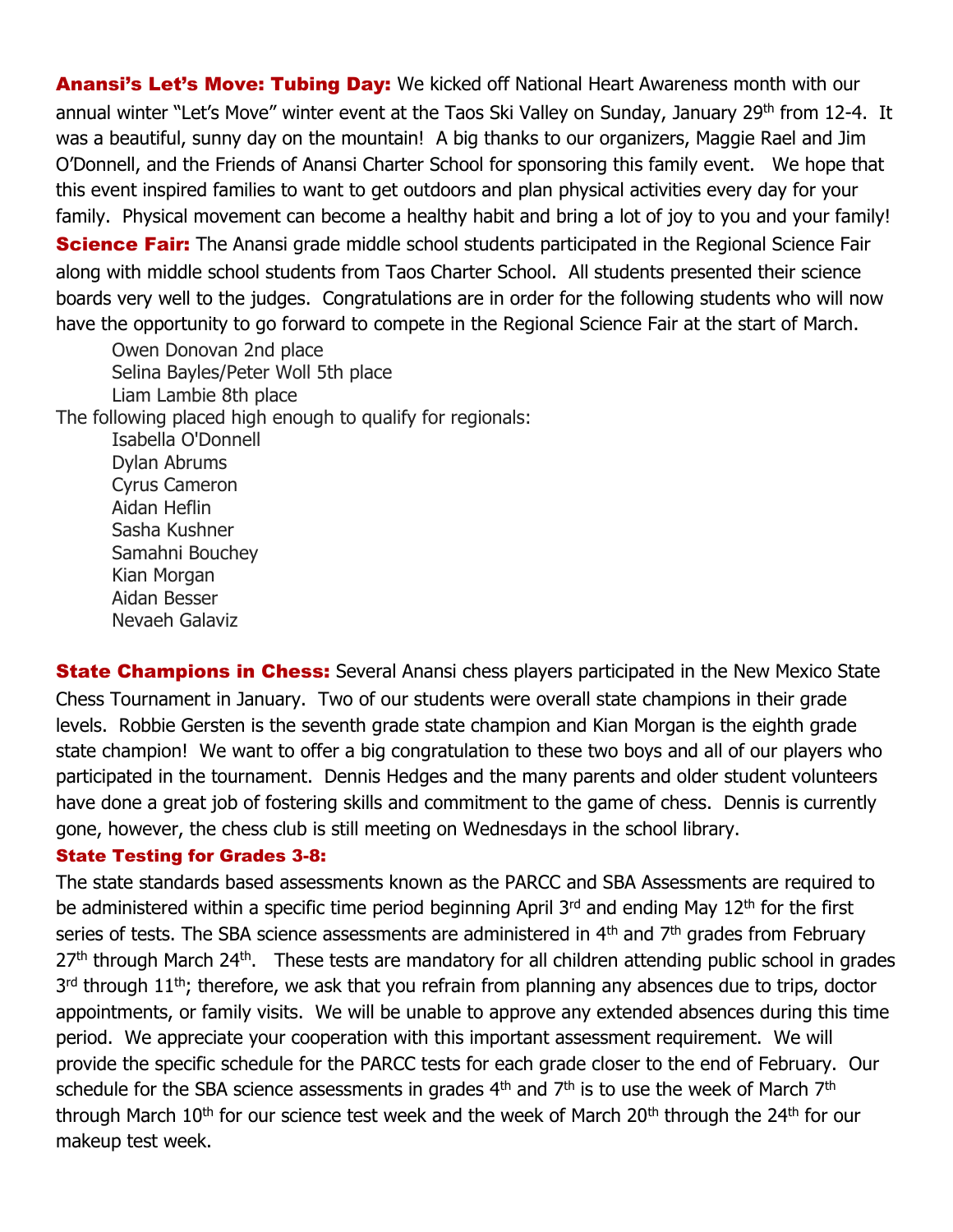**Anansi's Let's Move: Tubing Day:** We kicked off National Heart Awareness month with our annual winter "Let's Move" winter event at the Taos Ski Valley on Sunday, January 29th from 12-4. It was a beautiful, sunny day on the mountain! A big thanks to our organizers, Maggie Rael and Jim O'Donnell, and the Friends of Anansi Charter School for sponsoring this family event. We hope that this event inspired families to want to get outdoors and plan physical activities every day for your family. Physical movement can become a healthy habit and bring a lot of joy to you and your family!

**Science Fair:** The Anansi grade middle school students participated in the Regional Science Fair along with middle school students from Taos Charter School. All students presented their science boards very well to the judges. Congratulations are in order for the following students who will now have the opportunity to go forward to compete in the Regional Science Fair at the start of March.

Owen Donovan 2nd place
Selina Bayles/Peter Woll 5th place
Liam Lambie 8th place

The following placed high enough to qualify for regionals:

Isabella O'Donnell
Dylan Abrums
Cyrus Cameron
Aidan Heflin
Sasha Kushner
Samahni Bouchey
Kian Morgan
Aidan Besser
Nevaeh Galaviz

**State Champions in Chess:** Several Anansi chess players participated in the New Mexico State Chess Tournament in January. Two of our students were overall state champions in their grade levels. Robbie Gersten is the seventh grade state champion and Kian Morgan is the eighth grade state champion! We want to offer a big congratulation to these two boys and all of our players who participated in the tournament. Dennis Hedges and the many parents and older student volunteers have done a great job of fostering skills and commitment to the game of chess. Dennis is currently gone, however, the chess club is still meeting on Wednesdays in the school library.

**State Testing for Grades 3-8:**

The state standards based assessments known as the PARCC and SBA Assessments are required to be administered within a specific time period beginning April 3rd and ending May 12th for the first series of tests. The SBA science assessments are administered in 4th and 7th grades from February 27th through March 24th. These tests are mandatory for all children attending public school in grades 3rd through 11th; therefore, we ask that you refrain from planning any absences due to trips, doctor appointments, or family visits. We will be unable to approve any extended absences during this time period. We appreciate your cooperation with this important assessment requirement. We will provide the specific schedule for the PARCC tests for each grade closer to the end of February. Our schedule for the SBA science assessments in grades 4th and 7th is to use the week of March 7th through March 10th for our science test week and the week of March 20th through the 24th for our makeup test week.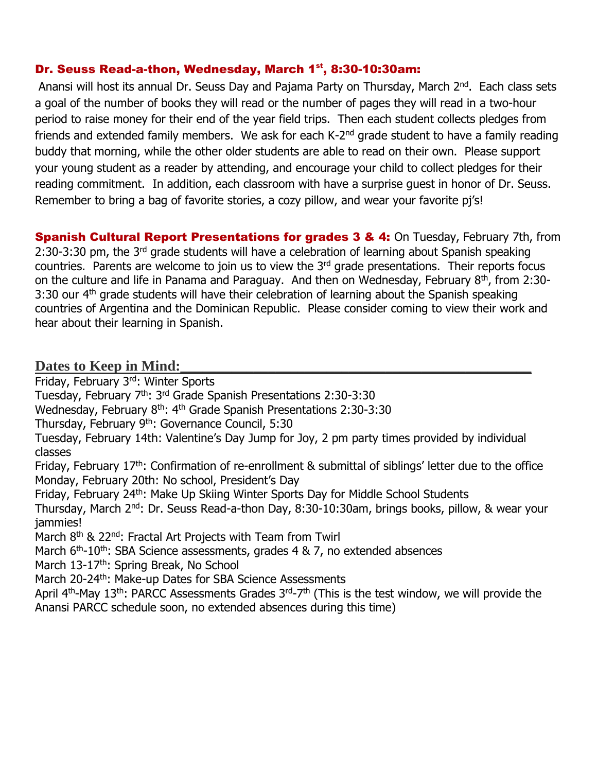### Dr. Seuss Read-a-thon, Wednesday, March 1st, 8:30-10:30am:

Anansi will host its annual Dr. Seuss Day and Pajama Party on Thursday, March 2nd. Each class sets a goal of the number of books they will read or the number of pages they will read in a two-hour period to raise money for their end of the year field trips. Then each student collects pledges from friends and extended family members. We ask for each K-2nd grade student to have a family reading buddy that morning, while the other older students are able to read on their own. Please support your young student as a reader by attending, and encourage your child to collect pledges for their reading commitment. In addition, each classroom with have a surprise guest in honor of Dr. Seuss. Remember to bring a bag of favorite stories, a cozy pillow, and wear your favorite pj's!

**Spanish Cultural Report Presentations for grades 3 & 4:** On Tuesday, February 7th, from 2:30-3:30 pm, the 3rd grade students will have a celebration of learning about Spanish speaking countries. Parents are welcome to join us to view the 3rd grade presentations. Their reports focus on the culture and life in Panama and Paraguay. And then on Wednesday, February 8th, from 2:30-3:30 our 4th grade students will have their celebration of learning about the Spanish speaking countries of Argentina and the Dominican Republic. Please consider coming to view their work and hear about their learning in Spanish.

### Dates to Keep in Mind:

Friday, February 3rd: Winter Sports  
Tuesday, February 7th: 3rd Grade Spanish Presentations 2:30-3:30  
Wednesday, February 8th: 4th Grade Spanish Presentations 2:30-3:30  
Thursday, February 9th: Governance Council, 5:30  
Tuesday, February 14th: Valentine's Day Jump for Joy, 2 pm party times provided by individual classes  
Friday, February 17th: Confirmation of re-enrollment & submittal of siblings' letter due to the office  
Monday, February 20th: No school, President's Day  
Friday, February 24th: Make Up Skiing Winter Sports Day for Middle School Students  
Thursday, March 2nd: Dr. Seuss Read-a-thon Day, 8:30-10:30am, brings books, pillow, & wear your jammies!  
March 8th & 22nd: Fractal Art Projects with Team from Twirl  
March 6th-10th: SBA Science assessments, grades 4 & 7, no extended absences  
March 13-17th: Spring Break, No School  
March 20-24th: Make-up Dates for SBA Science Assessments  
April 4th-May 13th: PARCC Assessments Grades 3rd-7th (This is the test window, we will provide the Anansi PARCC schedule soon, no extended absences during this time)